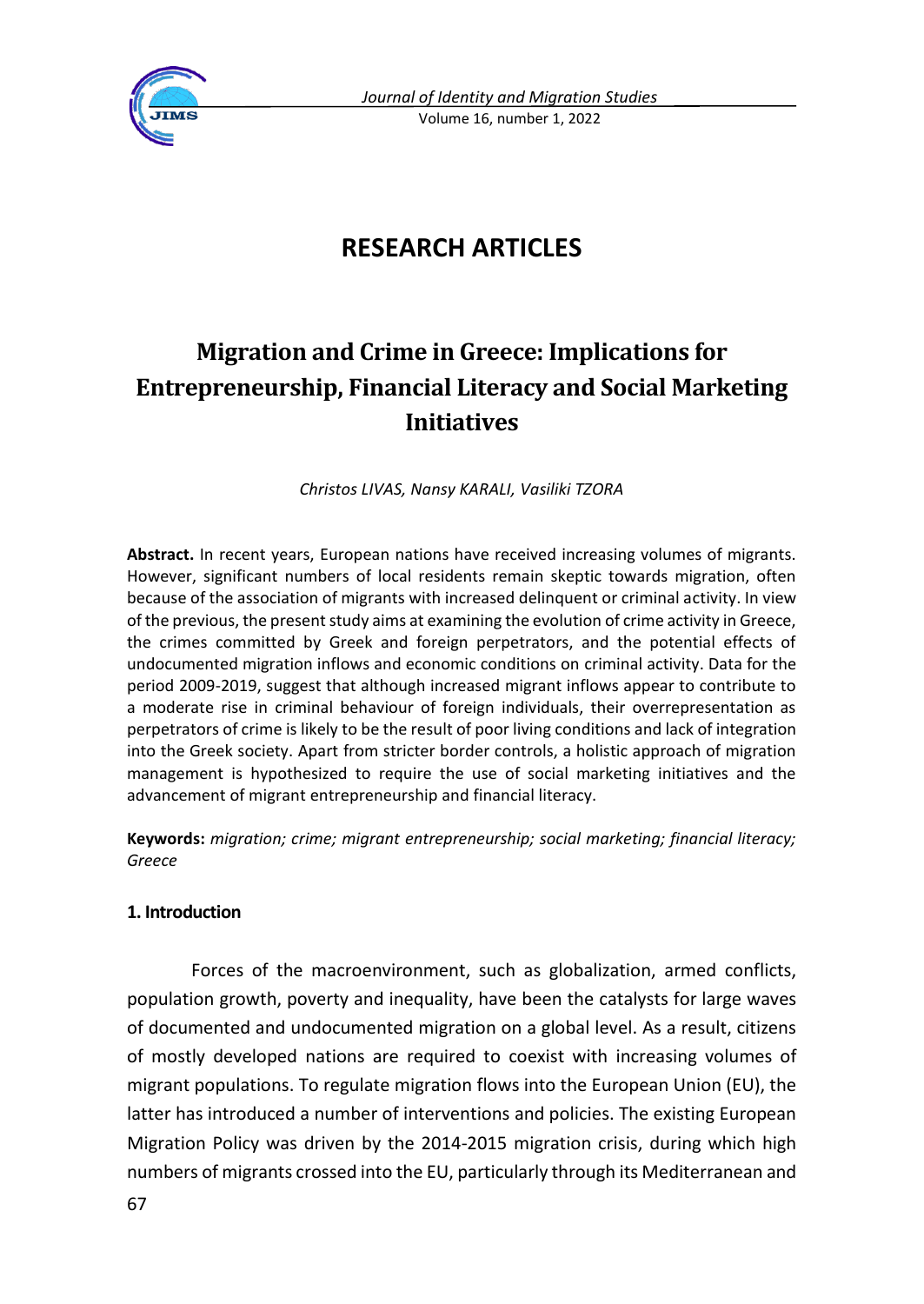RESEARCH ARTICLES

# Migration and Crime in Greece: Implications for Entrepreneurship, Financial Literacy and Social Marketing Initiatives

*Christos LIVAS, Nansy KARALI, Vasiliki TZORA*

**Abstract.** In recent years, European nations have received increasing volumes of migrants. However, significant numbers of local residents remain skeptic towards migration, often because of the association of migrants with increased delinquent or criminal activity. In view of the previous, the present study aims at examining the evolution of crime activity in Greece, the crimes committed by Greek and foreign perpetrators, and the potential effects of undocumented migration inflows and economic conditions on criminal activity. Data for the period 2009-2019, suggest that although increased migrant inflows appear to contribute to a moderate rise in criminal behaviour of foreign individuals, their overrepresentation as perpetrators of crime is likely to be the result of poor living conditions and lack of integration into the Greek society. Apart from stricter border controls, a holistic approach of migration management is hypothesized to require the use of social marketing initiatives and the advancement of migrant entrepreneurship and financial literacy.

**Keywords:** *migration; crime; migrant entrepreneurship; social marketing; financial literacy; Greece*

## 1. Introduction

Forces of the macroenvironment, such as globalization, armed conflicts, population growth, poverty and inequality, have been the catalysts for large waves of documented and undocumented migration on a global level. As a result, citizens of mostly developed nations are required to coexist with increasing volumes of migrant populations. To regulate migration flows into the European Union (EU), the latter has introduced a number of interventions and policies. The existing European Migration Policy was driven by the 2014-2015 migration crisis, during which high numbers of migrants crossed into the EU, particularly through its Mediterranean and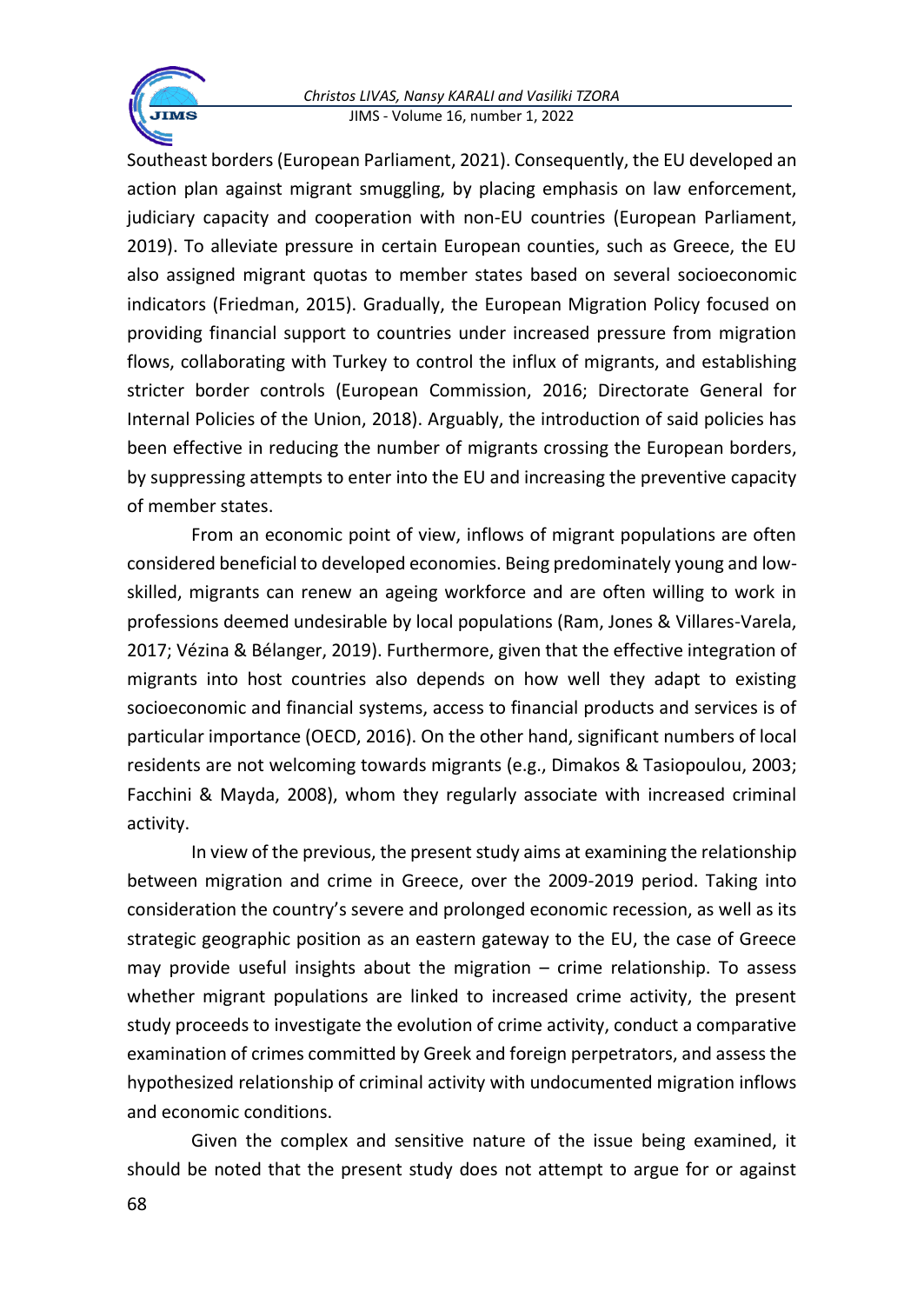Southeast borders (European Parliament, 2021). Consequently, the EU developed an action plan against migrant smuggling, by placing emphasis on law enforcement, judiciary capacity and cooperation with non-EU countries (European Parliament, 2019). To alleviate pressure in certain European counties, such as Greece, the EU also assigned migrant quotas to member states based on several socioeconomic indicators (Friedman, 2015). Gradually, the European Migration Policy focused on providing financial support to countries under increased pressure from migration flows, collaborating with Turkey to control the influx of migrants, and establishing stricter border controls (European Commission, 2016; Directorate General for Internal Policies of the Union, 2018). Arguably, the introduction of said policies has been effective in reducing the number of migrants crossing the European borders, by suppressing attempts to enter into the EU and increasing the preventive capacity of member states.

From an economic point of view, inflows of migrant populations are often considered beneficial to developed economies. Being predominately young and low-skilled, migrants can renew an ageing workforce and are often willing to work in professions deemed undesirable by local populations (Ram, Jones & Villares-Varela, 2017; Vézina & Bélanger, 2019). Furthermore, given that the effective integration of migrants into host countries also depends on how well they adapt to existing socioeconomic and financial systems, access to financial products and services is of particular importance (OECD, 2016). On the other hand, significant numbers of local residents are not welcoming towards migrants (e.g., Dimakos & Tasiopoulou, 2003; Facchini & Mayda, 2008), whom they regularly associate with increased criminal activity.

In view of the previous, the present study aims at examining the relationship between migration and crime in Greece, over the 2009-2019 period. Taking into consideration the country's severe and prolonged economic recession, as well as its strategic geographic position as an eastern gateway to the EU, the case of Greece may provide useful insights about the migration – crime relationship. To assess whether migrant populations are linked to increased crime activity, the present study proceeds to investigate the evolution of crime activity, conduct a comparative examination of crimes committed by Greek and foreign perpetrators, and assess the hypothesized relationship of criminal activity with undocumented migration inflows and economic conditions.

Given the complex and sensitive nature of the issue being examined, it should be noted that the present study does not attempt to argue for or against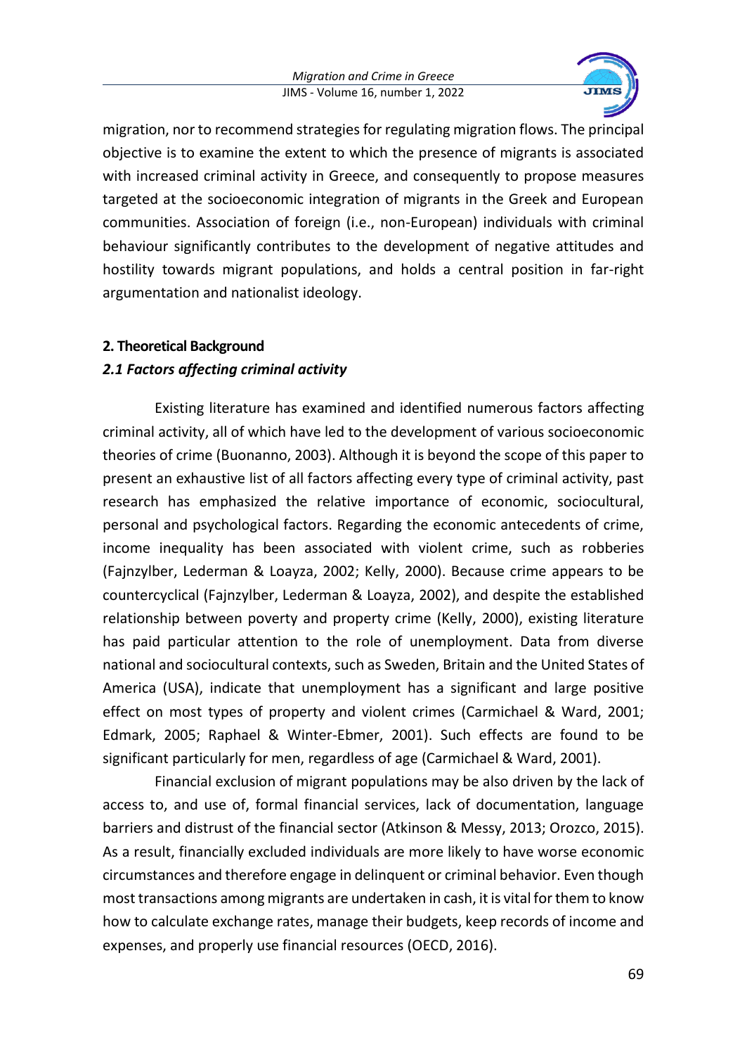migration, nor to recommend strategies for regulating migration flows. The principal objective is to examine the extent to which the presence of migrants is associated with increased criminal activity in Greece, and consequently to propose measures targeted at the socioeconomic integration of migrants in the Greek and European communities. Association of foreign (i.e., non-European) individuals with criminal behaviour significantly contributes to the development of negative attitudes and hostility towards migrant populations, and holds a central position in far-right argumentation and nationalist ideology.

## 2. Theoretical Background

### *2.1 Factors affecting criminal activity*

Existing literature has examined and identified numerous factors affecting criminal activity, all of which have led to the development of various socioeconomic theories of crime (Buonanno, 2003). Although it is beyond the scope of this paper to present an exhaustive list of all factors affecting every type of criminal activity, past research has emphasized the relative importance of economic, sociocultural, personal and psychological factors. Regarding the economic antecedents of crime, income inequality has been associated with violent crime, such as robberies (Fajnzylber, Lederman & Loayza, 2002; Kelly, 2000). Because crime appears to be countercyclical (Fajnzylber, Lederman & Loayza, 2002), and despite the established relationship between poverty and property crime (Kelly, 2000), existing literature has paid particular attention to the role of unemployment. Data from diverse national and sociocultural contexts, such as Sweden, Britain and the United States of America (USA), indicate that unemployment has a significant and large positive effect on most types of property and violent crimes (Carmichael & Ward, 2001; Edmark, 2005; Raphael & Winter-Ebmer, 2001). Such effects are found to be significant particularly for men, regardless of age (Carmichael & Ward, 2001).

Financial exclusion of migrant populations may be also driven by the lack of access to, and use of, formal financial services, lack of documentation, language barriers and distrust of the financial sector (Atkinson & Messy, 2013; Orozco, 2015). As a result, financially excluded individuals are more likely to have worse economic circumstances and therefore engage in delinquent or criminal behavior. Even though most transactions among migrants are undertaken in cash, it is vital for them to know how to calculate exchange rates, manage their budgets, keep records of income and expenses, and properly use financial resources (OECD, 2016).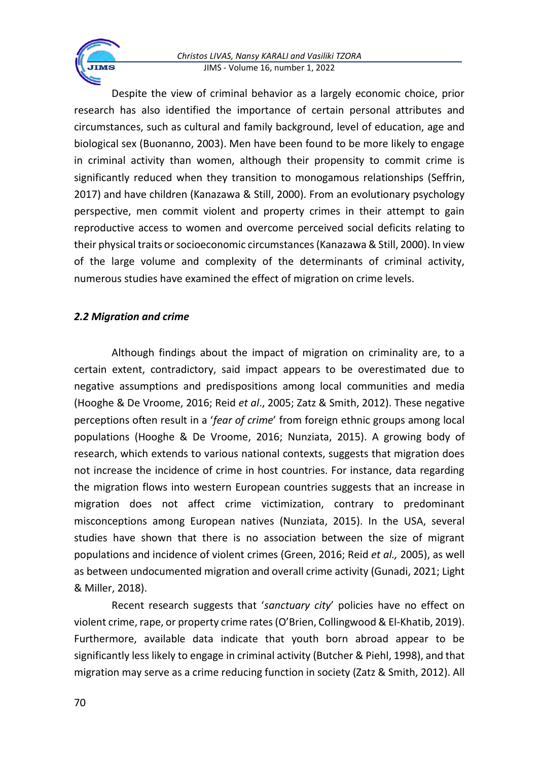Despite the view of criminal behavior as a largely economic choice, prior research has also identified the importance of certain personal attributes and circumstances, such as cultural and family background, level of education, age and biological sex (Buonanno, 2003). Men have been found to be more likely to engage in criminal activity than women, although their propensity to commit crime is significantly reduced when they transition to monogamous relationships (Seffrin, 2017) and have children (Kanazawa & Still, 2000). From an evolutionary psychology perspective, men commit violent and property crimes in their attempt to gain reproductive access to women and overcome perceived social deficits relating to their physical traits or socioeconomic circumstances (Kanazawa & Still, 2000). In view of the large volume and complexity of the determinants of criminal activity, numerous studies have examined the effect of migration on crime levels.

### *2.2 Migration and crime*

Although findings about the impact of migration on criminality are, to a certain extent, contradictory, said impact appears to be overestimated due to negative assumptions and predispositions among local communities and media (Hooghe & De Vroome, 2016; Reid *et al*., 2005; Zatz & Smith, 2012). These negative perceptions often result in a '*fear of crime*' from foreign ethnic groups among local populations (Hooghe & De Vroome, 2016; Nunziata, 2015). A growing body of research, which extends to various national contexts, suggests that migration does not increase the incidence of crime in host countries. For instance, data regarding the migration flows into western European countries suggests that an increase in migration does not affect crime victimization, contrary to predominant misconceptions among European natives (Nunziata, 2015). In the USA, several studies have shown that there is no association between the size of migrant populations and incidence of violent crimes (Green, 2016; Reid *et al.,* 2005), as well as between undocumented migration and overall crime activity (Gunadi, 2021; Light & Miller, 2018).

Recent research suggests that '*sanctuary city*' policies have no effect on violent crime, rape, or property crime rates (O'Brien, Collingwood & El-Khatib, 2019). Furthermore, available data indicate that youth born abroad appear to be significantly less likely to engage in criminal activity (Butcher & Piehl, 1998), and that migration may serve as a crime reducing function in society (Zatz & Smith, 2012). All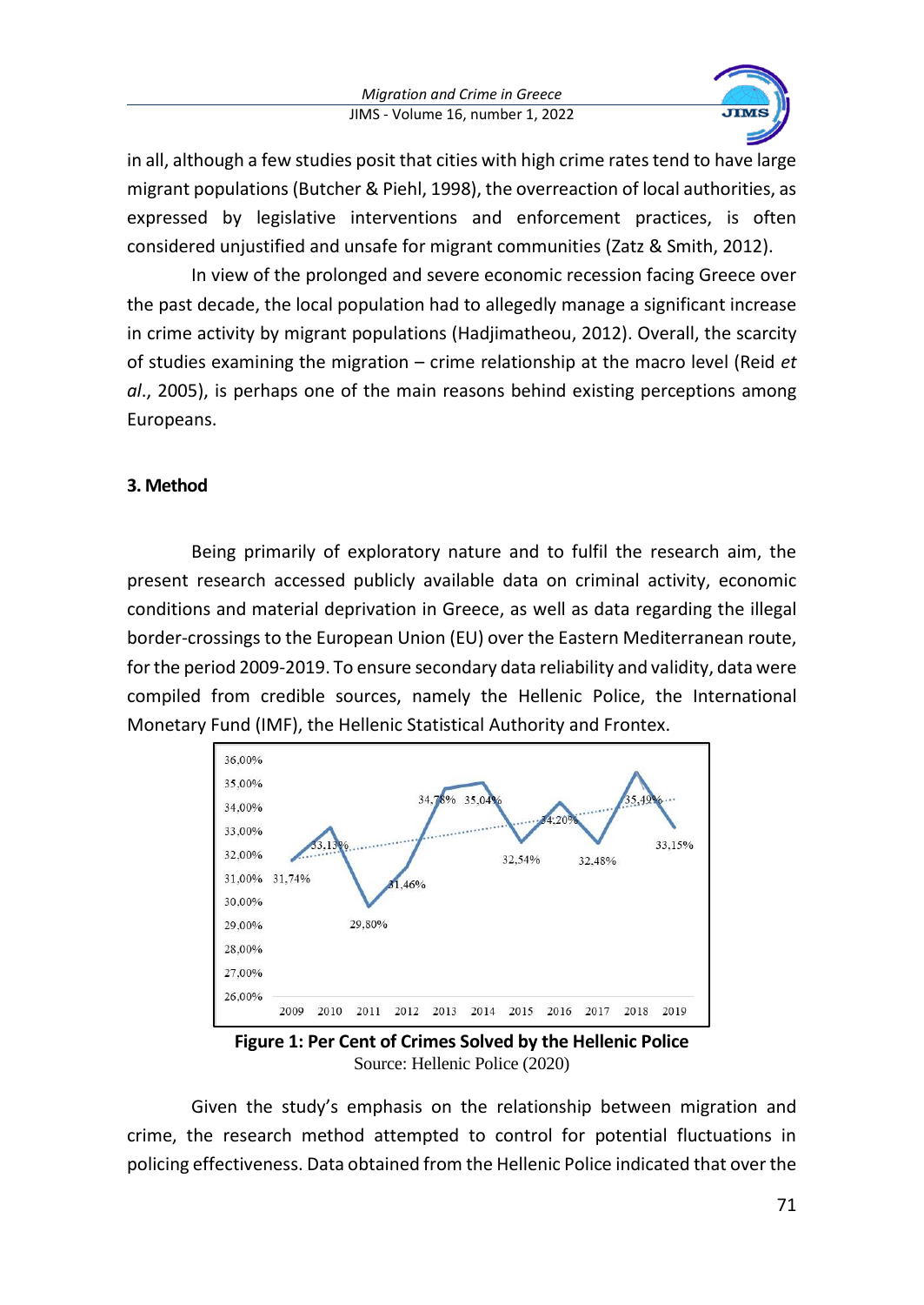in all, although a few studies posit that cities with high crime rates tend to have large migrant populations (Butcher & Piehl, 1998), the overreaction of local authorities, as expressed by legislative interventions and enforcement practices, is often considered unjustified and unsafe for migrant communities (Zatz & Smith, 2012).

In view of the prolonged and severe economic recession facing Greece over the past decade, the local population had to allegedly manage a significant increase in crime activity by migrant populations (Hadjimatheou, 2012). Overall, the scarcity of studies examining the migration – crime relationship at the macro level (Reid *et al*., 2005), is perhaps one of the main reasons behind existing perceptions among Europeans.

### 3. Method

Being primarily of exploratory nature and to fulfil the research aim, the present research accessed publicly available data on criminal activity, economic conditions and material deprivation in Greece, as well as data regarding the illegal border-crossings to the European Union (EU) over the Eastern Mediterranean route, for the period 2009-2019. To ensure secondary data reliability and validity, data were compiled from credible sources, namely the Hellenic Police, the International Monetary Fund (IMF), the Hellenic Statistical Authority and Frontex.

**Figure 1: Per Cent of Crimes Solved by the Hellenic Police**

Source: Hellenic Police (2020)

Given the study's emphasis on the relationship between migration and crime, the research method attempted to control for potential fluctuations in policing effectiveness. Data obtained from the Hellenic Police indicated that over the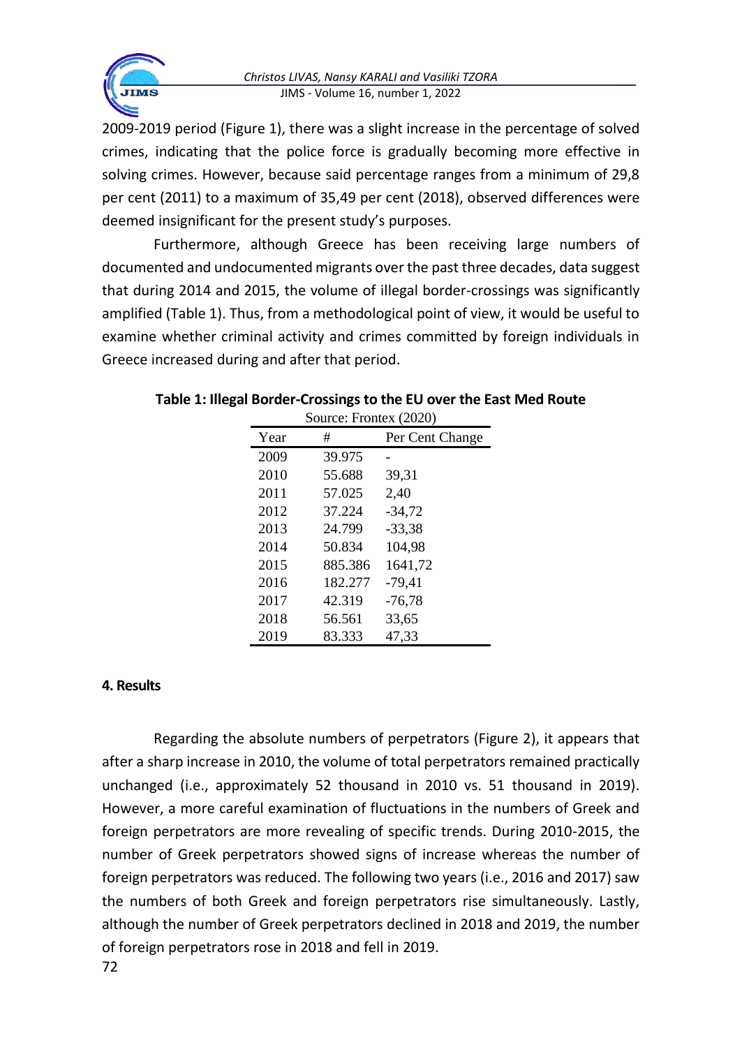2009-2019 period (Figure 1), there was a slight increase in the percentage of solved crimes, indicating that the police force is gradually becoming more effective in solving crimes. However, because said percentage ranges from a minimum of 29,8 per cent (2011) to a maximum of 35,49 per cent (2018), observed differences were deemed insignificant for the present study's purposes.

Furthermore, although Greece has been receiving large numbers of documented and undocumented migrants over the past three decades, data suggest that during 2014 and 2015, the volume of illegal border-crossings was significantly amplified (Table 1). Thus, from a methodological point of view, it would be useful to examine whether criminal activity and crimes committed by foreign individuals in Greece increased during and after that period.

**Table 1: Illegal Border-Crossings to the EU over the East Med Route**

Source: Frontex (2020)

| Year | # | Per Cent Change |
|---|---|---|
| 2009 | 39.975 | - |
| 2010 | 55.688 | 39,31 |
| 2011 | 57.025 | 2,40 |
| 2012 | 37.224 | -34,72 |
| 2013 | 24.799 | -33,38 |
| 2014 | 50.834 | 104,98 |
| 2015 | 885.386 | 1641,72 |
| 2016 | 182.277 | -79,41 |
| 2017 | 42.319 | -76,78 |
| 2018 | 56.561 | 33,65 |
| 2019 | 83.333 | 47,33 |

## 4. Results

Regarding the absolute numbers of perpetrators (Figure 2), it appears that after a sharp increase in 2010, the volume of total perpetrators remained practically unchanged (i.e., approximately 52 thousand in 2010 vs. 51 thousand in 2019). However, a more careful examination of fluctuations in the numbers of Greek and foreign perpetrators are more revealing of specific trends. During 2010-2015, the number of Greek perpetrators showed signs of increase whereas the number of foreign perpetrators was reduced. The following two years (i.e., 2016 and 2017) saw the numbers of both Greek and foreign perpetrators rise simultaneously. Lastly, although the number of Greek perpetrators declined in 2018 and 2019, the number of foreign perpetrators rose in 2018 and fell in 2019.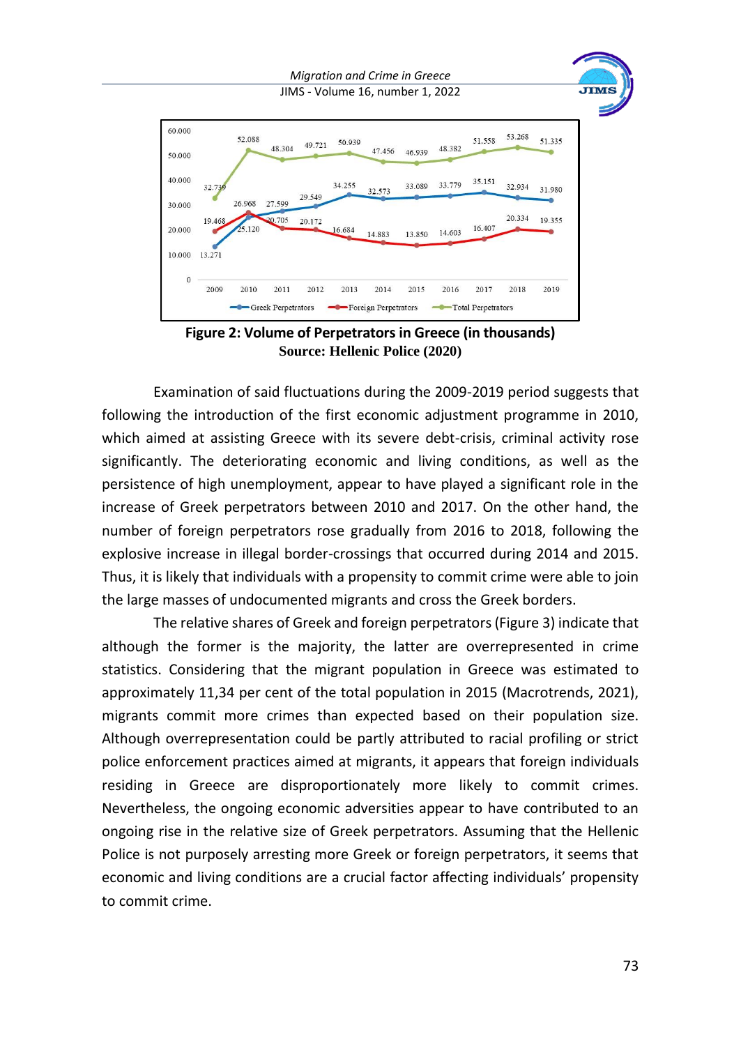**Figure 2: Volume of Perpetrators in Greece (in thousands)**
**Source: Hellenic Police (2020)**

Examination of said fluctuations during the 2009-2019 period suggests that following the introduction of the first economic adjustment programme in 2010, which aimed at assisting Greece with its severe debt-crisis, criminal activity rose significantly. The deteriorating economic and living conditions, as well as the persistence of high unemployment, appear to have played a significant role in the increase of Greek perpetrators between 2010 and 2017. On the other hand, the number of foreign perpetrators rose gradually from 2016 to 2018, following the explosive increase in illegal border-crossings that occurred during 2014 and 2015. Thus, it is likely that individuals with a propensity to commit crime were able to join the large masses of undocumented migrants and cross the Greek borders.

The relative shares of Greek and foreign perpetrators (Figure 3) indicate that although the former is the majority, the latter are overrepresented in crime statistics. Considering that the migrant population in Greece was estimated to approximately 11,34 per cent of the total population in 2015 (Macrotrends, 2021), migrants commit more crimes than expected based on their population size. Although overrepresentation could be partly attributed to racial profiling or strict police enforcement practices aimed at migrants, it appears that foreign individuals residing in Greece are disproportionately more likely to commit crimes. Nevertheless, the ongoing economic adversities appear to have contributed to an ongoing rise in the relative size of Greek perpetrators. Assuming that the Hellenic Police is not purposely arresting more Greek or foreign perpetrators, it seems that economic and living conditions are a crucial factor affecting individuals' propensity to commit crime.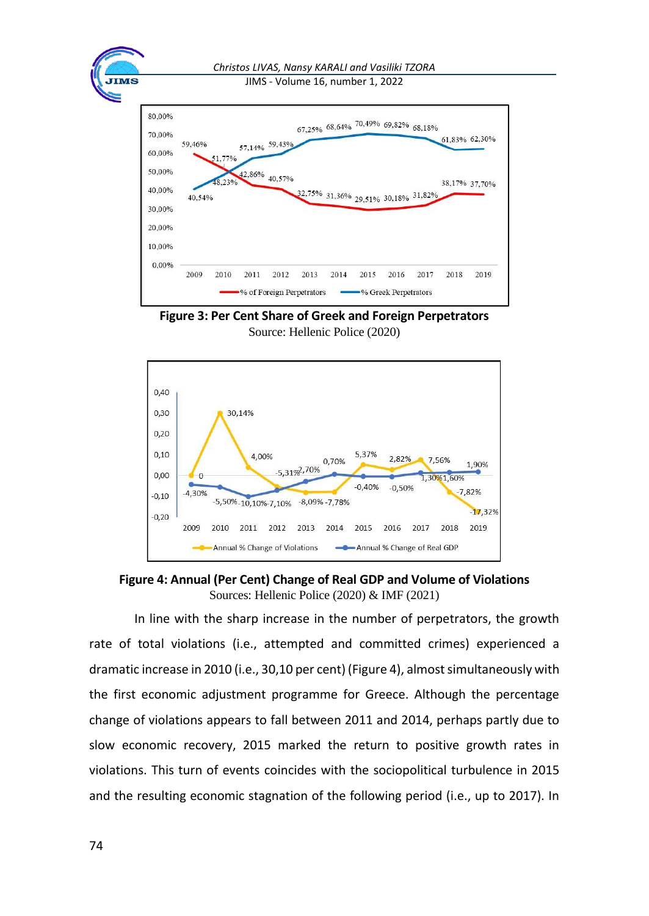**Figure 3: Per Cent Share of Greek and Foreign Perpetrators**

Source: Hellenic Police (2020)

**Figure 4: Annual (Per Cent) Change of Real GDP and Volume of Violations**

Sources: Hellenic Police (2020) & IMF (2021)

In line with the sharp increase in the number of perpetrators, the growth rate of total violations (i.e., attempted and committed crimes) experienced a dramatic increase in 2010 (i.e., 30,10 per cent) (Figure 4), almost simultaneously with the first economic adjustment programme for Greece. Although the percentage change of violations appears to fall between 2011 and 2014, perhaps partly due to slow economic recovery, 2015 marked the return to positive growth rates in violations. This turn of events coincides with the sociopolitical turbulence in 2015 and the resulting economic stagnation of the following period (i.e., up to 2017). In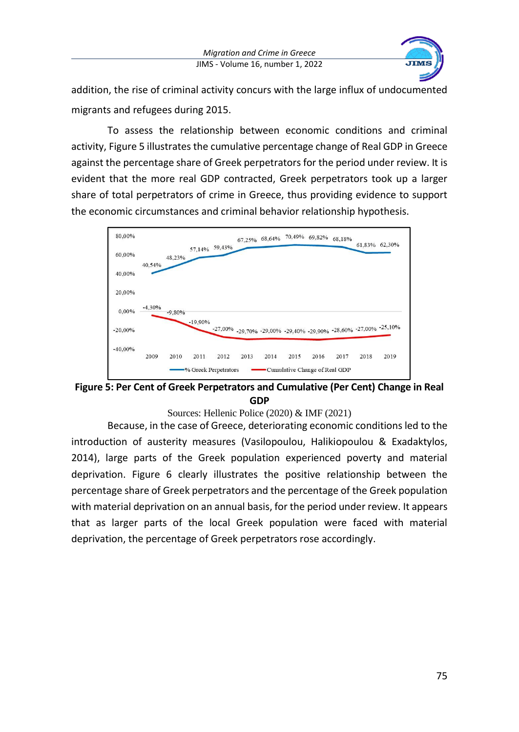addition, the rise of criminal activity concurs with the large influx of undocumented migrants and refugees during 2015.

To assess the relationship between economic conditions and criminal activity, Figure 5 illustrates the cumulative percentage change of Real GDP in Greece against the percentage share of Greek perpetrators for the period under review. It is evident that the more real GDP contracted, Greek perpetrators took up a larger share of total perpetrators of crime in Greece, thus providing evidence to support the economic circumstances and criminal behavior relationship hypothesis.

| Year | % Greek Perpetrators | Cumulative Change of Real GDP |
|---|---|---|
| 2009 | 40,54% | -4,30% |
| 2010 | 48,23% | -9,80% |
| 2011 | 57,14% | -19,90% |
| 2012 | 59,43% | -27,00% |
| 2013 | 67,25% | -29,70% |
| 2014 | 68,64% | -29,00% |
| 2015 | 70,49% | -29,40% |
| 2016 | 69,82% | -29,90% |
| 2017 | 68,18% | -28,60% |
| 2018 | 61,83% | -27,00% |
| 2019 | 62,30% | -25,10% |

**Figure 5: Per Cent of Greek Perpetrators and Cumulative (Per Cent) Change in Real GDP**

Sources: Hellenic Police (2020) & IMF (2021)

Because, in the case of Greece, deteriorating economic conditions led to the introduction of austerity measures (Vasilopoulou, Halikiopoulou & Exadaktylos, 2014), large parts of the Greek population experienced poverty and material deprivation. Figure 6 clearly illustrates the positive relationship between the percentage share of Greek perpetrators and the percentage of the Greek population with material deprivation on an annual basis, for the period under review. It appears that as larger parts of the local Greek population were faced with material deprivation, the percentage of Greek perpetrators rose accordingly.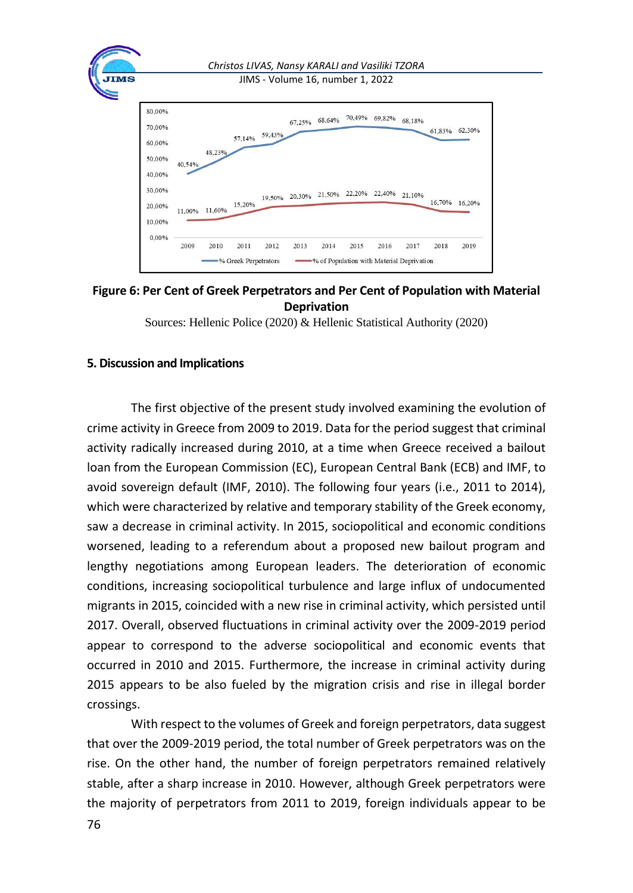**Figure 6: Per Cent of Greek Perpetrators and Per Cent of Population with Material Deprivation**

Sources: Hellenic Police (2020) & Hellenic Statistical Authority (2020)

## 5. Discussion and Implications

The first objective of the present study involved examining the evolution of crime activity in Greece from 2009 to 2019. Data for the period suggest that criminal activity radically increased during 2010, at a time when Greece received a bailout loan from the European Commission (EC), European Central Bank (ECB) and IMF, to avoid sovereign default (IMF, 2010). The following four years (i.e., 2011 to 2014), which were characterized by relative and temporary stability of the Greek economy, saw a decrease in criminal activity. In 2015, sociopolitical and economic conditions worsened, leading to a referendum about a proposed new bailout program and lengthy negotiations among European leaders. The deterioration of economic conditions, increasing sociopolitical turbulence and large influx of undocumented migrants in 2015, coincided with a new rise in criminal activity, which persisted until 2017. Overall, observed fluctuations in criminal activity over the 2009-2019 period appear to correspond to the adverse sociopolitical and economic events that occurred in 2010 and 2015. Furthermore, the increase in criminal activity during 2015 appears to be also fueled by the migration crisis and rise in illegal border crossings.

With respect to the volumes of Greek and foreign perpetrators, data suggest that over the 2009-2019 period, the total number of Greek perpetrators was on the rise. On the other hand, the number of foreign perpetrators remained relatively stable, after a sharp increase in 2010. However, although Greek perpetrators were the majority of perpetrators from 2011 to 2019, foreign individuals appear to be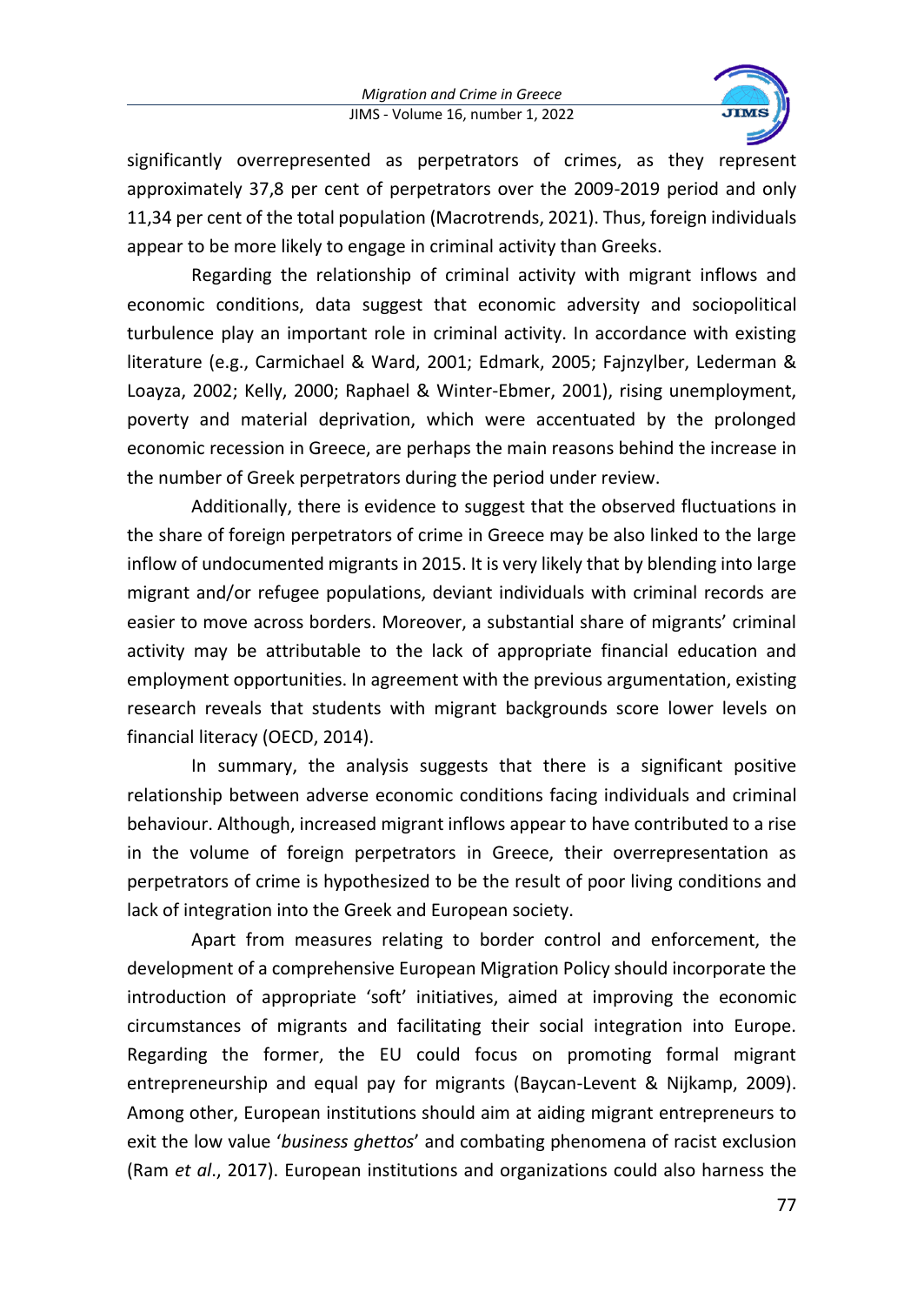significantly overrepresented as perpetrators of crimes, as they represent approximately 37,8 per cent of perpetrators over the 2009-2019 period and only 11,34 per cent of the total population (Macrotrends, 2021). Thus, foreign individuals appear to be more likely to engage in criminal activity than Greeks.

Regarding the relationship of criminal activity with migrant inflows and economic conditions, data suggest that economic adversity and sociopolitical turbulence play an important role in criminal activity. In accordance with existing literature (e.g., Carmichael & Ward, 2001; Edmark, 2005; Fajnzylber, Lederman & Loayza, 2002; Kelly, 2000; Raphael & Winter-Ebmer, 2001), rising unemployment, poverty and material deprivation, which were accentuated by the prolonged economic recession in Greece, are perhaps the main reasons behind the increase in the number of Greek perpetrators during the period under review.

Additionally, there is evidence to suggest that the observed fluctuations in the share of foreign perpetrators of crime in Greece may be also linked to the large inflow of undocumented migrants in 2015. It is very likely that by blending into large migrant and/or refugee populations, deviant individuals with criminal records are easier to move across borders. Moreover, a substantial share of migrants' criminal activity may be attributable to the lack of appropriate financial education and employment opportunities. In agreement with the previous argumentation, existing research reveals that students with migrant backgrounds score lower levels on financial literacy (OECD, 2014).

In summary, the analysis suggests that there is a significant positive relationship between adverse economic conditions facing individuals and criminal behaviour. Although, increased migrant inflows appear to have contributed to a rise in the volume of foreign perpetrators in Greece, their overrepresentation as perpetrators of crime is hypothesized to be the result of poor living conditions and lack of integration into the Greek and European society.

Apart from measures relating to border control and enforcement, the development of a comprehensive European Migration Policy should incorporate the introduction of appropriate 'soft' initiatives, aimed at improving the economic circumstances of migrants and facilitating their social integration into Europe. Regarding the former, the EU could focus on promoting formal migrant entrepreneurship and equal pay for migrants (Baycan-Levent & Nijkamp, 2009). Among other, European institutions should aim at aiding migrant entrepreneurs to exit the low value '*business ghettos*' and combating phenomena of racist exclusion (Ram *et al*., 2017). European institutions and organizations could also harness the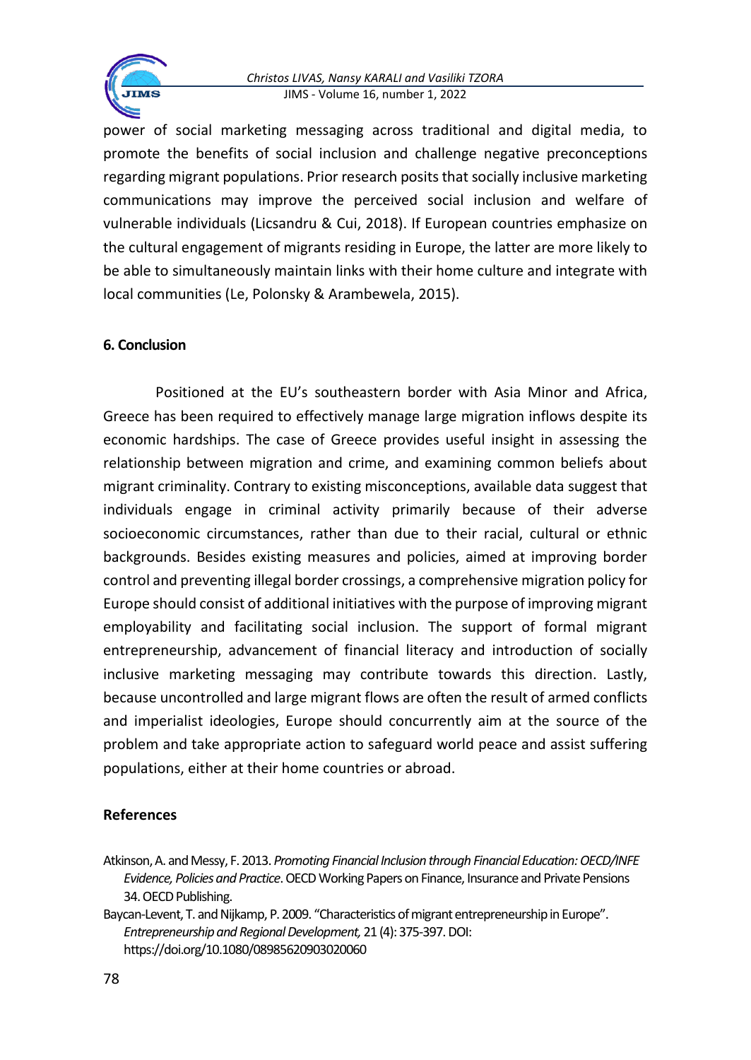power of social marketing messaging across traditional and digital media, to promote the benefits of social inclusion and challenge negative preconceptions regarding migrant populations. Prior research posits that socially inclusive marketing communications may improve the perceived social inclusion and welfare of vulnerable individuals (Licsandru & Cui, 2018). If European countries emphasize on the cultural engagement of migrants residing in Europe, the latter are more likely to be able to simultaneously maintain links with their home culture and integrate with local communities (Le, Polonsky & Arambewela, 2015).

## 6. Conclusion

Positioned at the EU's southeastern border with Asia Minor and Africa, Greece has been required to effectively manage large migration inflows despite its economic hardships. The case of Greece provides useful insight in assessing the relationship between migration and crime, and examining common beliefs about migrant criminality. Contrary to existing misconceptions, available data suggest that individuals engage in criminal activity primarily because of their adverse socioeconomic circumstances, rather than due to their racial, cultural or ethnic backgrounds. Besides existing measures and policies, aimed at improving border control and preventing illegal border crossings, a comprehensive migration policy for Europe should consist of additional initiatives with the purpose of improving migrant employability and facilitating social inclusion. The support of formal migrant entrepreneurship, advancement of financial literacy and introduction of socially inclusive marketing messaging may contribute towards this direction. Lastly, because uncontrolled and large migrant flows are often the result of armed conflicts and imperialist ideologies, Europe should concurrently aim at the source of the problem and take appropriate action to safeguard world peace and assist suffering populations, either at their home countries or abroad.

## References

Atkinson, A. and Messy, F. 2013. *Promoting Financial Inclusion through Financial Education: OECD/INFE Evidence, Policies and Practice*. OECD Working Papers on Finance, Insurance and Private Pensions 34. OECD Publishing.

Baycan-Levent, T. and Nijkamp, P. 2009. "Characteristics of migrant entrepreneurship in Europe". *Entrepreneurship and Regional Development,* 21 (4): 375-397. DOI: https://doi.org/10.1080/08985620903020060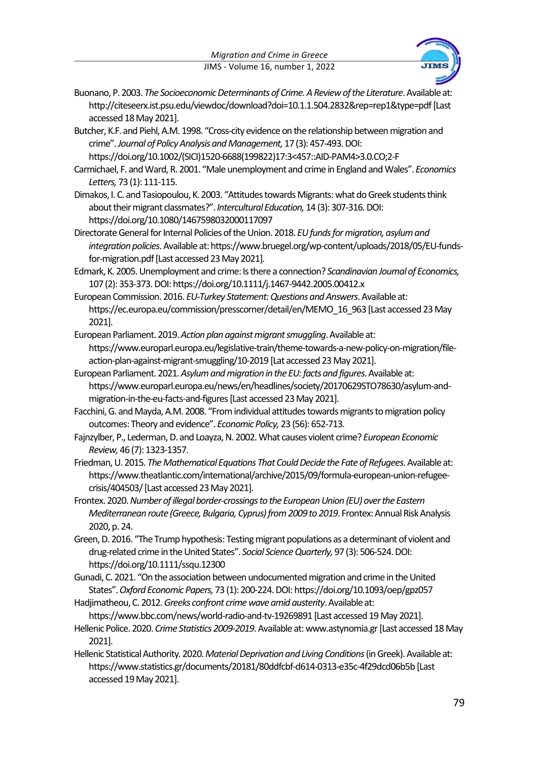Buonano, P. 2003. *The Socioeconomic Determinants of Crime. A Review of the Literature*. Available at: http://citeseerx.ist.psu.edu/viewdoc/download?doi=10.1.1.504.2832&rep=rep1&type=pdf [Last accessed 18 May 2021].

Butcher, K.F. and Piehl, A.M. 1998. "Cross-city evidence on the relationship between migration and crime". *Journal of Policy Analysis and Management,* 17 (3): 457-493. DOI: https://doi.org/10.1002/(SICI)1520-6688(199822)17:3<457::AID-PAM4>3.0.CO;2-F

Carmichael, F. and Ward, R. 2001. "Male unemployment and crime in England and Wales". *Economics Letters,* 73 (1): 111-115.

Dimakos, I. C. and Tasiopoulou, K. 2003. "Attitudes towards Migrants: what do Greek students think about their migrant classmates?". *Intercultural Education,* 14 (3): 307-316. DOI: https://doi.org/10.1080/1467598032000117097

Directorate General for Internal Policies of the Union. 2018. *EU funds for migration, asylum and integration policies*. Available at: https://www.bruegel.org/wp-content/uploads/2018/05/EU-funds-for-migration.pdf [Last accessed 23 May 2021].

Edmark, K. 2005. Unemployment and crime: Is there a connection? *Scandinavian Journal of Economics,* 107 (2): 353-373. DOI: https://doi.org/10.1111/j.1467-9442.2005.00412.x

European Commission. 2016. *EU-Turkey Statement: Questions and Answers*. Available at: https://ec.europa.eu/commission/presscorner/detail/en/MEMO_16_963 [Last accessed 23 May 2021].

European Parliament. 2019. *Action plan against migrant smuggling*. Available at: https://www.europarl.europa.eu/legislative-train/theme-towards-a-new-policy-on-migration/file-action-plan-against-migrant-smuggling/10-2019 [Lat accessed 23 May 2021].

European Parliament. 2021. *Asylum and migration in the EU: facts and figures*. Available at: https://www.europarl.europa.eu/news/en/headlines/society/20170629STO78630/asylum-and-migration-in-the-eu-facts-and-figures [Last accessed 23 May 2021].

Facchini, G. and Mayda, A.M. 2008. "From individual attitudes towards migrants to migration policy outcomes: Theory and evidence". *Economic Policy,* 23 (56): 652-713.

Fajnzylber, P., Lederman, D. and Loayza, N. 2002. What causes violent crime? *European Economic Review,* 46 (7): 1323-1357.

Friedman, U. 2015. *The Mathematical Equations That Could Decide the Fate of Refugees*. Available at: https://www.theatlantic.com/international/archive/2015/09/formula-european-union-refugee-crisis/404503/ [Last accessed 23 May 2021].

Frontex. 2020. *Number of illegal border-crossings to the European Union (EU) over the Eastern Mediterranean route (Greece, Bulgaria, Cyprus) from 2009 to 2019*. Frontex: Annual Risk Analysis 2020, p. 24.

Green, D. 2016. "The Trump hypothesis: Testing migrant populations as a determinant of violent and drug-related crime in the United States". *Social Science Quarterly,* 97 (3): 506-524. DOI: https://doi.org/10.1111/ssqu.12300

Gunadi, C. 2021. "On the association between undocumented migration and crime in the United States". *Oxford Economic Papers,* 73 (1): 200-224. DOI: https://doi.org/10.1093/oep/gpz057

Hadjimatheou, C. 2012. *Greeks confront crime wave amid austerity*. Available at: https://www.bbc.com/news/world-radio-and-tv-19269891 [Last accessed 19 May 2021].

Hellenic Police. 2020. *Crime Statistics 2009-2019*. Available at: www.astynomia.gr [Last accessed 18 May 2021].

Hellenic Statistical Authority. 2020. *Material Deprivation and Living Conditions* (in Greek). Available at: https://www.statistics.gr/documents/20181/80ddfcbf-d614-0313-e35c-4f29dcd06b5b [Last accessed 19 May 2021].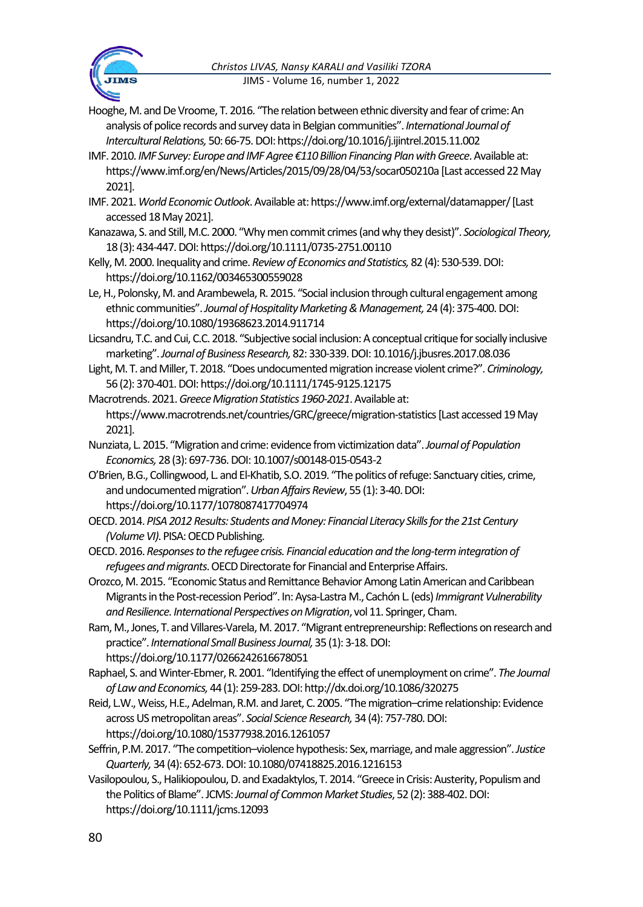Hooghe, M. and De Vroome, T. 2016. "The relation between ethnic diversity and fear of crime: An analysis of police records and survey data in Belgian communities". *International Journal of Intercultural Relations,* 50: 66-75. DOI: https://doi.org/10.1016/j.ijintrel.2015.11.002

IMF. 2010. *IMF Survey: Europe and IMF Agree €110 Billion Financing Plan with Greece*. Available at: https://www.imf.org/en/News/Articles/2015/09/28/04/53/socar050210a [Last accessed 22 May 2021].

IMF. 2021. *World Economic Outlook*. Available at: https://www.imf.org/external/datamapper/ [Last accessed 18 May 2021].

Kanazawa, S. and Still, M.C. 2000. "Why men commit crimes (and why they desist)". *Sociological Theory,* 18 (3): 434-447. DOI: https://doi.org/10.1111/0735-2751.00110

Kelly, M. 2000. Inequality and crime. *Review of Economics and Statistics,* 82 (4): 530-539. DOI: https://doi.org/10.1162/003465300559028

Le, H., Polonsky, M. and Arambewela, R. 2015. "Social inclusion through cultural engagement among ethnic communities". *Journal of Hospitality Marketing & Management,* 24 (4): 375-400. DOI: https://doi.org/10.1080/19368623.2014.911714

Licsandru, T.C. and Cui, C.C. 2018. "Subjective social inclusion: A conceptual critique for socially inclusive marketing". *Journal of Business Research,* 82: 330-339. DOI: 10.1016/j.jbusres.2017.08.036

Light, M. T. and Miller, T. 2018. "Does undocumented migration increase violent crime?". *Criminology,* 56 (2): 370-401. DOI: https://doi.org/10.1111/1745-9125.12175

Macrotrends. 2021. *Greece Migration Statistics 1960-2021*. Available at: https://www.macrotrends.net/countries/GRC/greece/migration-statistics [Last accessed 19 May 2021].

Nunziata, L. 2015. "Migration and crime: evidence from victimization data". *Journal of Population Economics,* 28 (3): 697-736. DOI: 10.1007/s00148-015-0543-2

O'Brien, B.G., Collingwood, L. and El-Khatib, S.O. 2019. "The politics of refuge: Sanctuary cities, crime, and undocumented migration". *Urban Affairs Review*, 55 (1): 3-40. DOI: https://doi.org/10.1177/1078087417704974

OECD. 2014. *PISA 2012 Results: Students and Money: Financial Literacy Skills for the 21st Century (Volume VI).* PISA: OECD Publishing.

OECD. 2016. *Responses to the refugee crisis. Financial education and the long-term integration of refugees and migrants*. OECD Directorate for Financial and Enterprise Affairs.

Orozco, M. 2015. "Economic Status and Remittance Behavior Among Latin American and Caribbean Migrants in the Post-recession Period". In: Aysa-Lastra M., Cachón L. (eds) *Immigrant Vulnerability and Resilience. International Perspectives on Migration*, vol 11. Springer, Cham.

Ram, M., Jones, T. and Villares-Varela, M. 2017. "Migrant entrepreneurship: Reflections on research and practice". *International Small Business Journal,* 35 (1): 3-18. DOI: https://doi.org/10.1177/0266242616678051

Raphael, S. and Winter-Ebmer, R. 2001. "Identifying the effect of unemployment on crime". *The Journal of Law and Economics,* 44 (1): 259-283. DOI: http://dx.doi.org/10.1086/320275

Reid, L.W., Weiss, H.E., Adelman, R.M. and Jaret, C. 2005. "The migration–crime relationship: Evidence across US metropolitan areas". *Social Science Research,* 34 (4): 757-780. DOI: https://doi.org/10.1080/15377938.2016.1261057

Seffrin, P.M. 2017. "The competition–violence hypothesis: Sex, marriage, and male aggression". *Justice Quarterly,* 34 (4): 652-673. DOI: 10.1080/07418825.2016.1216153

Vasilopoulou, S., Halikiopoulou, D. and Exadaktylos, T. 2014. "Greece in Crisis: Austerity, Populism and the Politics of Blame". JCMS: *Journal of Common Market Studies*, 52 (2): 388-402. DOI: https://doi.org/10.1111/jcms.12093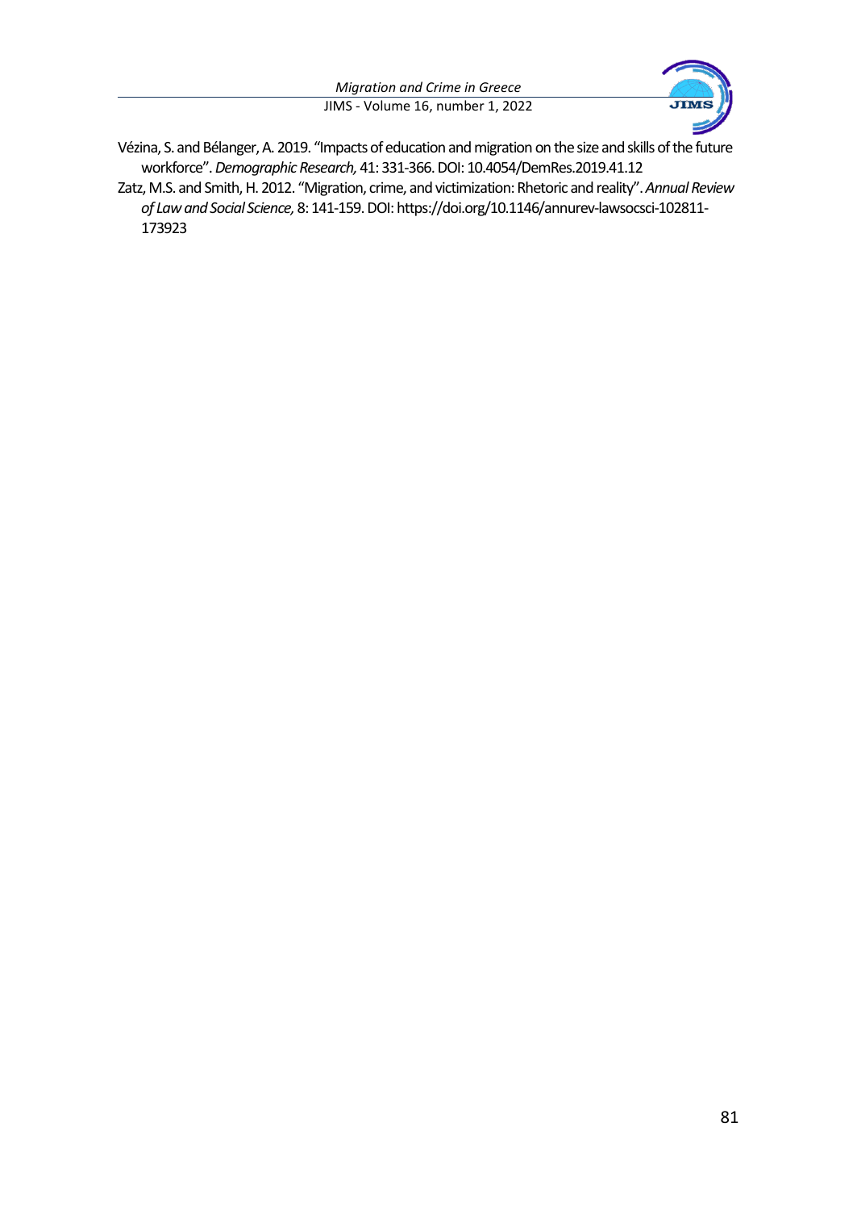Vézina, S. and Bélanger, A. 2019. "Impacts of education and migration on the size and skills of the future workforce". *Demographic Research,* 41: 331-366. DOI: 10.4054/DemRes.2019.41.12

Zatz, M.S. and Smith, H. 2012. "Migration, crime, and victimization: Rhetoric and reality". *Annual Review of Law and Social Science,* 8: 141-159. DOI: https://doi.org/10.1146/annurev-lawsocsci-102811-173923